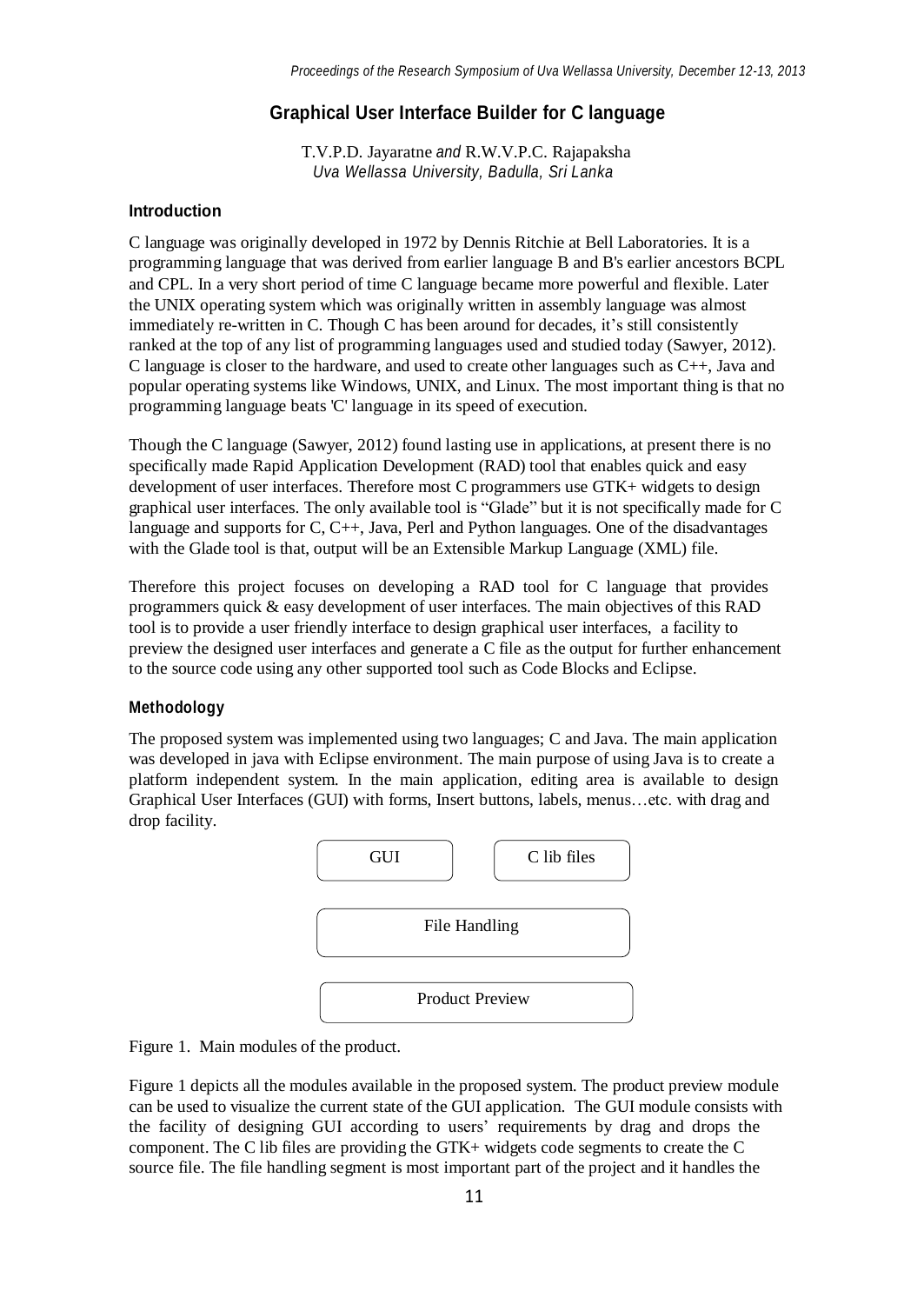# Graphical User Interface Builder for C language

T.V.P.D. Jayaratne *and* R.W.V.P.C. Rajapaksha
*Uva Wellassa University, Badulla, Sri Lanka*

## Introduction

C language was originally developed in 1972 by Dennis Ritchie at Bell Laboratories. It is a programming language that was derived from earlier language B and B's earlier ancestors BCPL and CPL. In a very short period of time C language became more powerful and flexible. Later the UNIX operating system which was originally written in assembly language was almost immediately re-written in C. Though C has been around for decades, it's still consistently ranked at the top of any list of programming languages used and studied today (Sawyer, 2012). C language is closer to the hardware, and used to create other languages such as C++, Java and popular operating systems like Windows, UNIX, and Linux. The most important thing is that no programming language beats 'C' language in its speed of execution.

Though the C language (Sawyer, 2012) found lasting use in applications, at present there is no specifically made Rapid Application Development (RAD) tool that enables quick and easy development of user interfaces. Therefore most C programmers use GTK+ widgets to design graphical user interfaces. The only available tool is "Glade" but it is not specifically made for C language and supports for C, C++, Java, Perl and Python languages. One of the disadvantages with the Glade tool is that, output will be an Extensible Markup Language (XML) file.

Therefore this project focuses on developing a RAD tool for C language that provides programmers quick & easy development of user interfaces. The main objectives of this RAD tool is to provide a user friendly interface to design graphical user interfaces, a facility to preview the designed user interfaces and generate a C file as the output for further enhancement to the source code using any other supported tool such as Code Blocks and Eclipse.

## Methodology

The proposed system was implemented using two languages; C and Java. The main application was developed in java with Eclipse environment. The main purpose of using Java is to create a platform independent system. In the main application, editing area is available to design Graphical User Interfaces (GUI) with forms, Insert buttons, labels, menus…etc. with drag and drop facility.

GUI | C lib files

File Handling

Product Preview

Figure 1. Main modules of the product.

Figure 1 depicts all the modules available in the proposed system. The product preview module can be used to visualize the current state of the GUI application. The GUI module consists with the facility of designing GUI according to users' requirements by drag and drops the component. The C lib files are providing the GTK+ widgets code segments to create the C source file. The file handling segment is most important part of the project and it handles the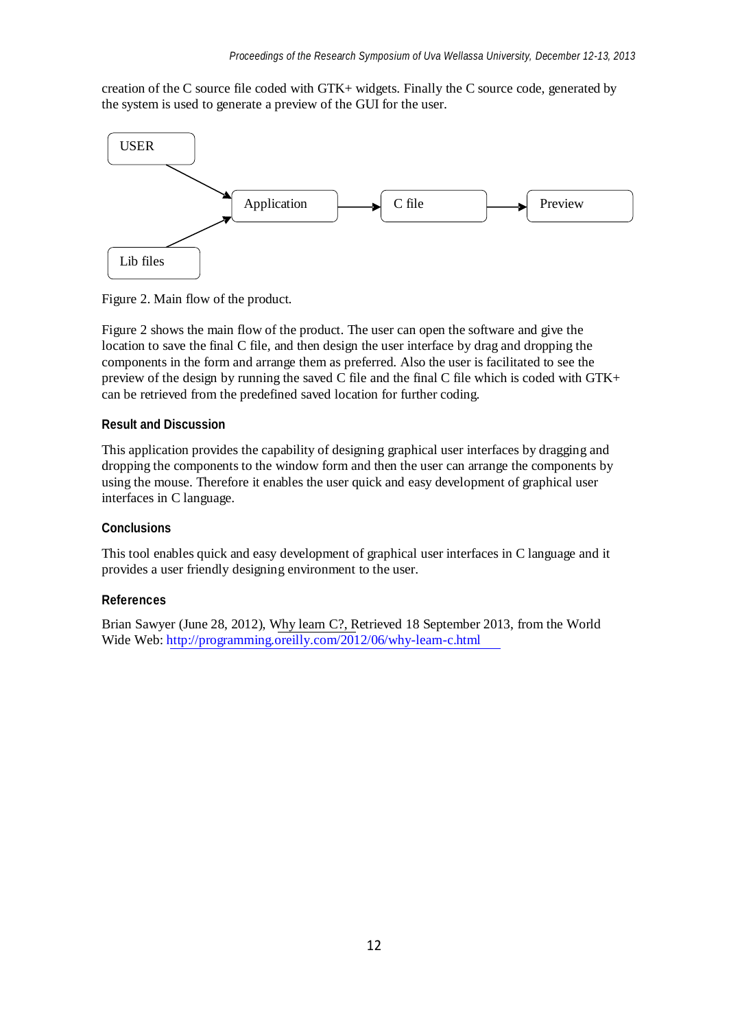creation of the C source file coded with GTK+ widgets. Finally the C source code, generated by the system is used to generate a preview of the GUI for the user.

USER

Application

C file

Preview

Lib files

Figure 2. Main flow of the product.

Figure 2 shows the main flow of the product. The user can open the software and give the location to save the final C file, and then design the user interface by drag and dropping the components in the form and arrange them as preferred. Also the user is facilitated to see the preview of the design by running the saved C file and the final C file which is coded with GTK+ can be retrieved from the predefined saved location for further coding.

## Result and Discussion

This application provides the capability of designing graphical user interfaces by dragging and dropping the components to the window form and then the user can arrange the components by using the mouse. Therefore it enables the user quick and easy development of graphical user interfaces in C language.

## Conclusions

This tool enables quick and easy development of graphical user interfaces in C language and it provides a user friendly designing environment to the user.

## References

Brian Sawyer (June 28, 2012), Why learn C?, Retrieved 18 September 2013, from the World Wide Web: http://programming.oreilly.com/2012/06/why-learn-c.html